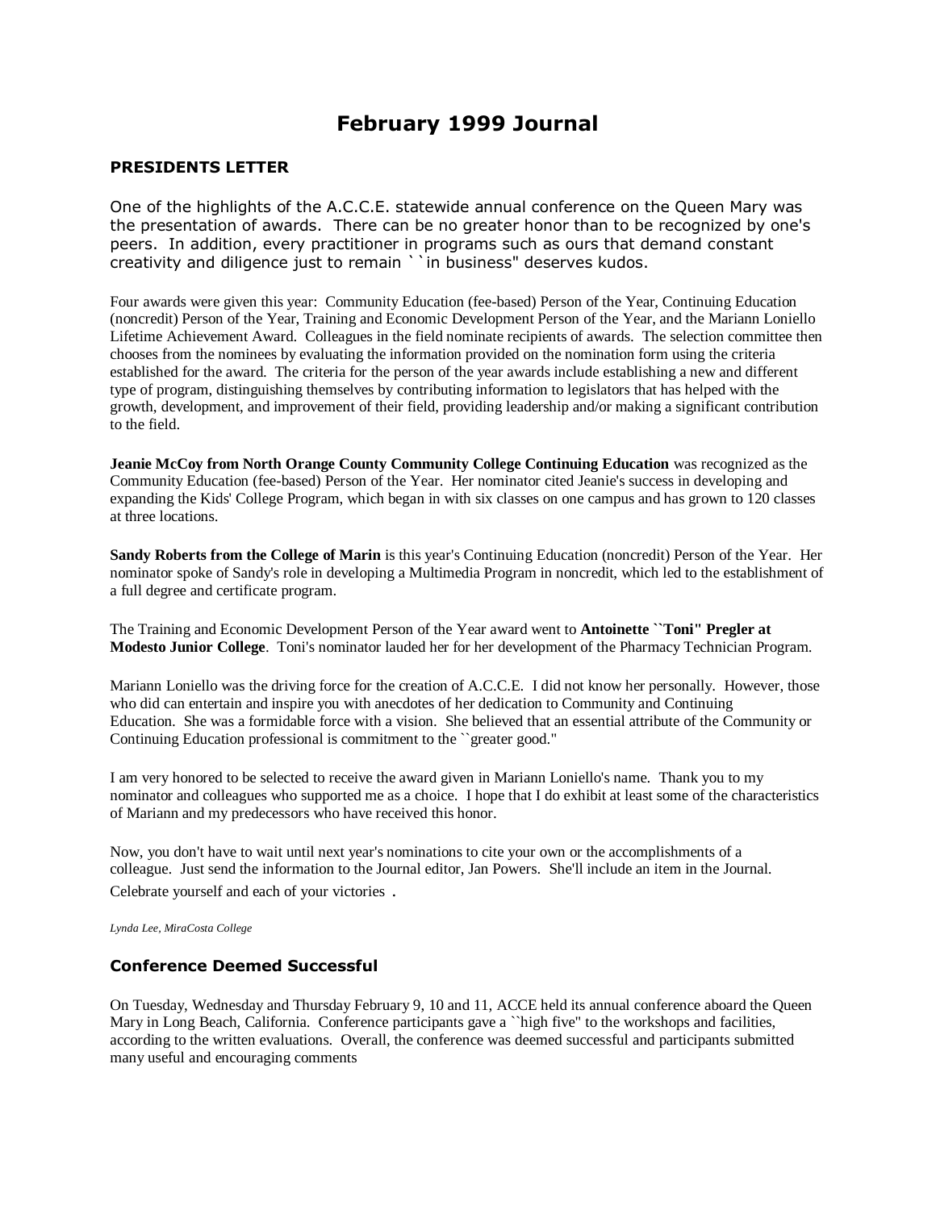# February 1999 Journal

### PRESIDENTS LETTER

One of the highlights of the A.C.C.E. statewide annual conference on the Queen Mary was the presentation of awards. There can be no greater honor than to be recognized by one's peers. In addition, every practitioner in programs such as ours that demand constant creativity and diligence just to remain ``in business" deserves kudos.

Four awards were given this year: Community Education (fee-based) Person of the Year, Continuing Education (noncredit) Person of the Year, Training and Economic Development Person of the Year, and the Mariann Loniello Lifetime Achievement Award. Colleagues in the field nominate recipients of awards. The selection committee then chooses from the nominees by evaluating the information provided on the nomination form using the criteria established for the award. The criteria for the person of the year awards include establishing a new and different type of program, distinguishing themselves by contributing information to legislators that has helped with the growth, development, and improvement of their field, providing leadership and/or making a significant contribution to the field.

**Jeanie McCoy from North Orange County Community College Continuing Education** was recognized as the Community Education (fee-based) Person of the Year. Her nominator cited Jeanie's success in developing and expanding the Kids' College Program, which began in with six classes on one campus and has grown to 120 classes at three locations.

**Sandy Roberts from the College of Marin** is this year's Continuing Education (noncredit) Person of the Year. Her nominator spoke of Sandy's role in developing a Multimedia Program in noncredit, which led to the establishment of a full degree and certificate program.

The Training and Economic Development Person of the Year award went to **Antoinette ``Toni" Pregler at Modesto Junior College**. Toni's nominator lauded her for her development of the Pharmacy Technician Program.

Mariann Loniello was the driving force for the creation of A.C.C.E. I did not know her personally. However, those who did can entertain and inspire you with anecdotes of her dedication to Community and Continuing Education. She was a formidable force with a vision. She believed that an essential attribute of the Community or Continuing Education professional is commitment to the ``greater good."

I am very honored to be selected to receive the award given in Mariann Loniello's name. Thank you to my nominator and colleagues who supported me as a choice. I hope that I do exhibit at least some of the characteristics of Mariann and my predecessors who have received this honor.

Now, you don't have to wait until next year's nominations to cite your own or the accomplishments of a colleague. Just send the information to the Journal editor, Jan Powers. She'll include an item in the Journal. Celebrate yourself and each of your victories .

*Lynda Lee, MiraCosta College*

### Conference Deemed Successful

On Tuesday, Wednesday and Thursday February 9, 10 and 11, ACCE held its annual conference aboard the Queen Mary in Long Beach, California. Conference participants gave a ``high five" to the workshops and facilities, according to the written evaluations. Overall, the conference was deemed successful and participants submitted many useful and encouraging comments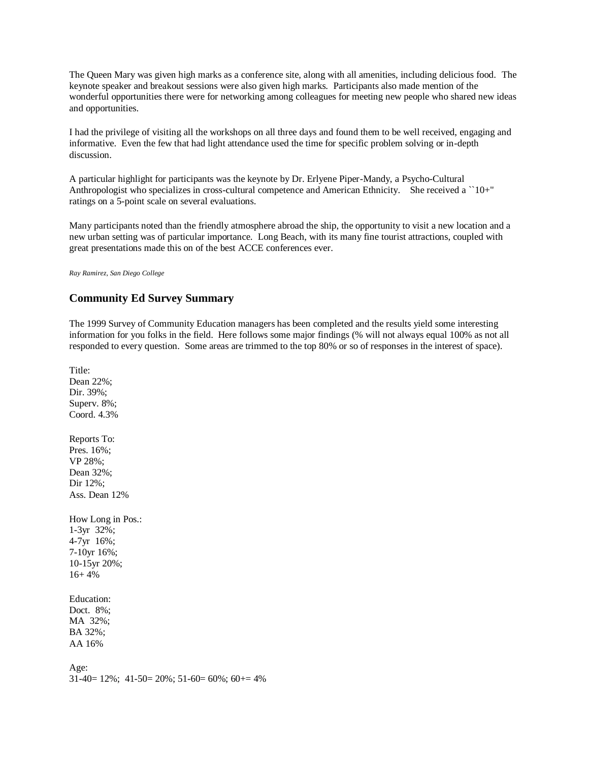The Queen Mary was given high marks as a conference site, along with all amenities, including delicious food. The keynote speaker and breakout sessions were also given high marks. Participants also made mention of the wonderful opportunities there were for networking among colleagues for meeting new people who shared new ideas and opportunities.

I had the privilege of visiting all the workshops on all three days and found them to be well received, engaging and informative. Even the few that had light attendance used the time for specific problem solving or in-depth discussion.

A particular highlight for participants was the keynote by Dr. Erlyene Piper-Mandy, a Psycho-Cultural Anthropologist who specializes in cross-cultural competence and American Ethnicity. She received a ``10+" ratings on a 5-point scale on several evaluations.

Many participants noted than the friendly atmosphere abroad the ship, the opportunity to visit a new location and a new urban setting was of particular importance. Long Beach, with its many fine tourist attractions, coupled with great presentations made this on of the best ACCE conferences ever.

*Ray Ramirez, San Diego College*

## Community Ed Survey Summary

The 1999 Survey of Community Education managers has been completed and the results yield some interesting information for you folks in the field. Here follows some major findings (% will not always equal 100% as not all responded to every question. Some areas are trimmed to the top 80% or so of responses in the interest of space).

Title:
Dean 22%;
Dir. 39%;
Superv. 8%;
Coord. 4.3%

Reports To:
Pres. 16%;
VP 28%;
Dean 32%;
Dir 12%;
Ass. Dean 12%

How Long in Pos.:
1-3yr 32%;
4-7yr 16%;
7-10yr 16%;
10-15yr 20%;
16+ 4%

Education:
Doct. 8%;
MA 32%;
BA 32%;
AA 16%

Age:
31-40= 12%; 41-50= 20%; 51-60= 60%; 60+= 4%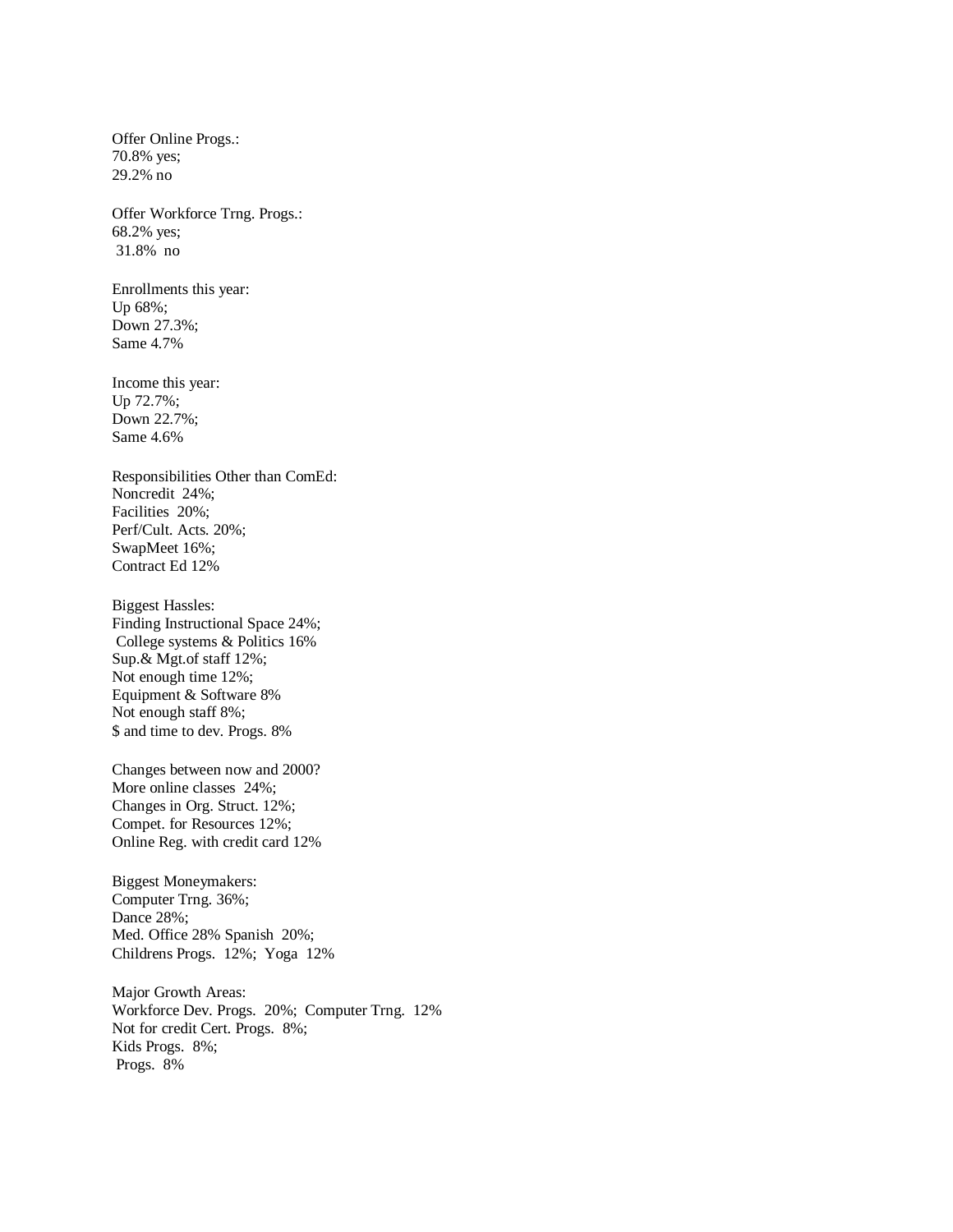Offer Online Progs.:
70.8% yes;
29.2% no

Offer Workforce Trng. Progs.:
68.2% yes;
31.8% no

Enrollments this year:
Up 68%;
Down 27.3%;
Same 4.7%

Income this year:
Up 72.7%;
Down 22.7%;
Same 4.6%

Responsibilities Other than ComEd:
Noncredit 24%;
Facilities 20%;
Perf/Cult. Acts. 20%;
SwapMeet 16%;
Contract Ed 12%

Biggest Hassles:
Finding Instructional Space 24%;
College systems & Politics 16%
Sup.& Mgt.of staff 12%;
Not enough time 12%;
Equipment & Software 8%
Not enough staff 8%;
$ and time to dev. Progs. 8%

Changes between now and 2000?
More online classes 24%;
Changes in Org. Struct. 12%;
Compet. for Resources 12%;
Online Reg. with credit card 12%

Biggest Moneymakers:
Computer Trng. 36%;
Dance 28%;
Med. Office 28% Spanish 20%;
Childrens Progs. 12%; Yoga 12%

Major Growth Areas:
Workforce Dev. Progs. 20%; Computer Trng. 12%
Not for credit Cert. Progs. 8%;
Kids Progs. 8%;
Progs. 8%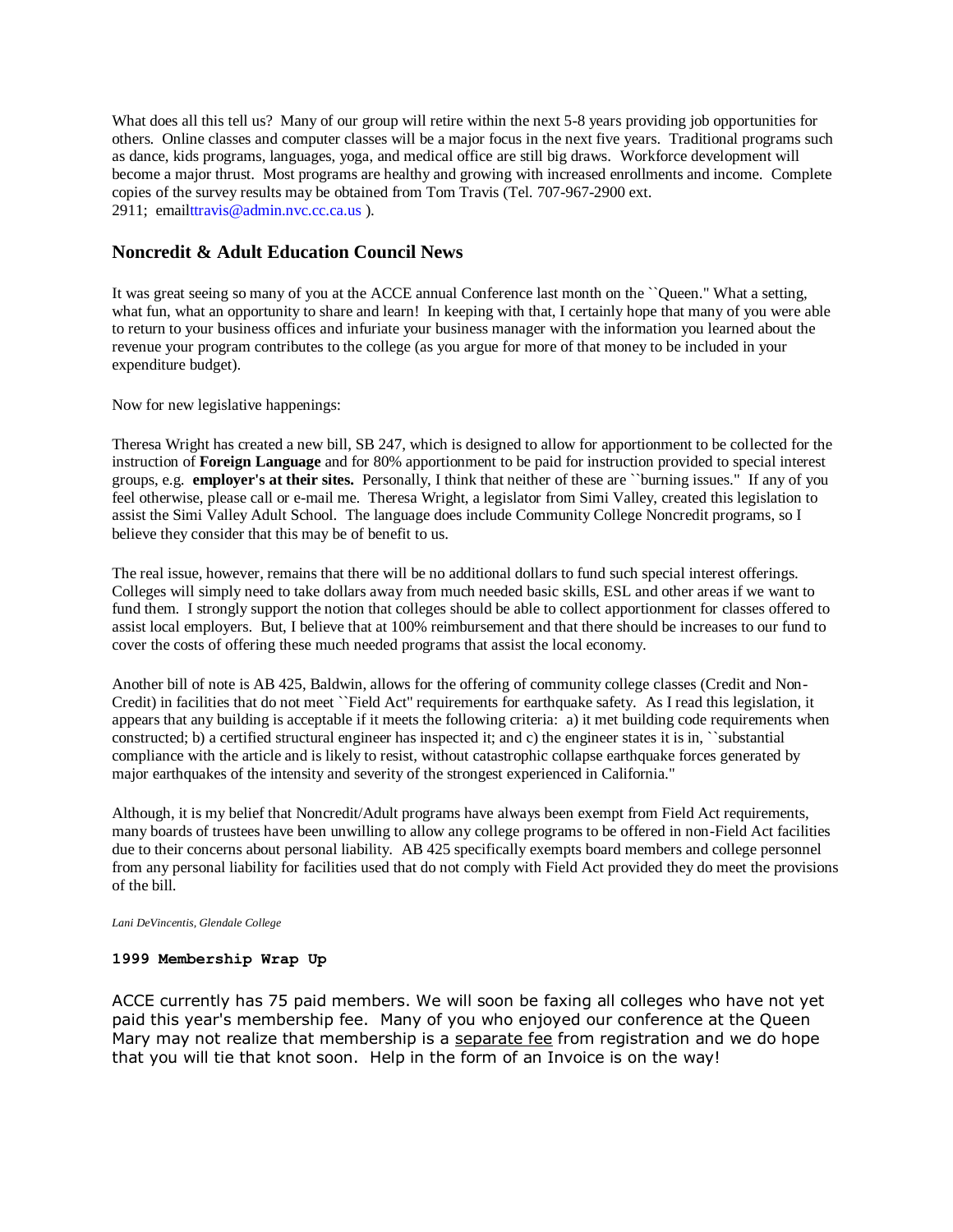What does all this tell us? Many of our group will retire within the next 5-8 years providing job opportunities for others. Online classes and computer classes will be a major focus in the next five years. Traditional programs such as dance, kids programs, languages, yoga, and medical office are still big draws. Workforce development will become a major thrust. Most programs are healthy and growing with increased enrollments and income. Complete copies of the survey results may be obtained from Tom Travis (Tel. 707-967-2900 ext. 2911; emailttravis@admin.nvc.cc.ca.us ).

## Noncredit & Adult Education Council News

It was great seeing so many of you at the ACCE annual Conference last month on the ``Queen." What a setting, what fun, what an opportunity to share and learn! In keeping with that, I certainly hope that many of you were able to return to your business offices and infuriate your business manager with the information you learned about the revenue your program contributes to the college (as you argue for more of that money to be included in your expenditure budget).

Now for new legislative happenings:

Theresa Wright has created a new bill, SB 247, which is designed to allow for apportionment to be collected for the instruction of **Foreign Language** and for 80% apportionment to be paid for instruction provided to special interest groups, e.g. **employer's at their sites.** Personally, I think that neither of these are ``burning issues." If any of you feel otherwise, please call or e-mail me. Theresa Wright, a legislator from Simi Valley, created this legislation to assist the Simi Valley Adult School. The language does include Community College Noncredit programs, so I believe they consider that this may be of benefit to us.

The real issue, however, remains that there will be no additional dollars to fund such special interest offerings. Colleges will simply need to take dollars away from much needed basic skills, ESL and other areas if we want to fund them. I strongly support the notion that colleges should be able to collect apportionment for classes offered to assist local employers. But, I believe that at 100% reimbursement and that there should be increases to our fund to cover the costs of offering these much needed programs that assist the local economy.

Another bill of note is AB 425, Baldwin, allows for the offering of community college classes (Credit and Non-Credit) in facilities that do not meet ``Field Act" requirements for earthquake safety. As I read this legislation, it appears that any building is acceptable if it meets the following criteria: a) it met building code requirements when constructed; b) a certified structural engineer has inspected it; and c) the engineer states it is in, ``substantial compliance with the article and is likely to resist, without catastrophic collapse earthquake forces generated by major earthquakes of the intensity and severity of the strongest experienced in California."

Although, it is my belief that Noncredit/Adult programs have always been exempt from Field Act requirements, many boards of trustees have been unwilling to allow any college programs to be offered in non-Field Act facilities due to their concerns about personal liability. AB 425 specifically exempts board members and college personnel from any personal liability for facilities used that do not comply with Field Act provided they do meet the provisions of the bill.

*Lani DeVincentis, Glendale College*

**1999 Membership Wrap Up**

ACCE currently has 75 paid members. We will soon be faxing all colleges who have not yet paid this year's membership fee. Many of you who enjoyed our conference at the Queen Mary may not realize that membership is a separate fee from registration and we do hope that you will tie that knot soon. Help in the form of an Invoice is on the way!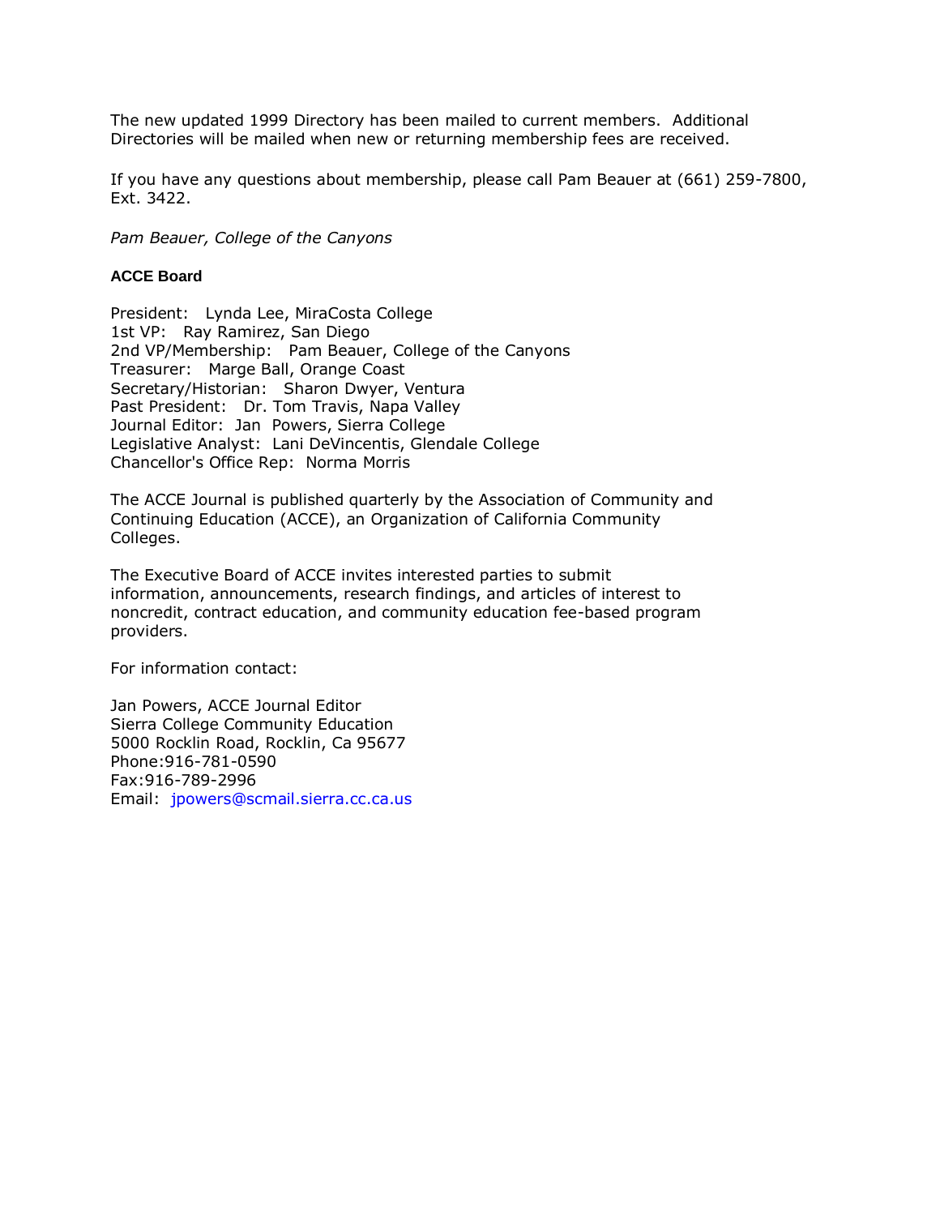The new updated 1999 Directory has been mailed to current members. Additional Directories will be mailed when new or returning membership fees are received.

If you have any questions about membership, please call Pam Beauer at (661) 259-7800, Ext. 3422.

*Pam Beauer, College of the Canyons*

**ACCE Board**

President: Lynda Lee, MiraCosta College
1st VP: Ray Ramirez, San Diego
2nd VP/Membership: Pam Beauer, College of the Canyons
Treasurer: Marge Ball, Orange Coast
Secretary/Historian: Sharon Dwyer, Ventura
Past President: Dr. Tom Travis, Napa Valley
Journal Editor: Jan Powers, Sierra College
Legislative Analyst: Lani DeVincentis, Glendale College
Chancellor's Office Rep: Norma Morris

The ACCE Journal is published quarterly by the Association of Community and Continuing Education (ACCE), an Organization of California Community Colleges.

The Executive Board of ACCE invites interested parties to submit information, announcements, research findings, and articles of interest to noncredit, contract education, and community education fee-based program providers.

For information contact:

Jan Powers, ACCE Journal Editor
Sierra College Community Education
5000 Rocklin Road, Rocklin, Ca 95677
Phone:916-781-0590
Fax:916-789-2996
Email: jpowers@scmail.sierra.cc.ca.us